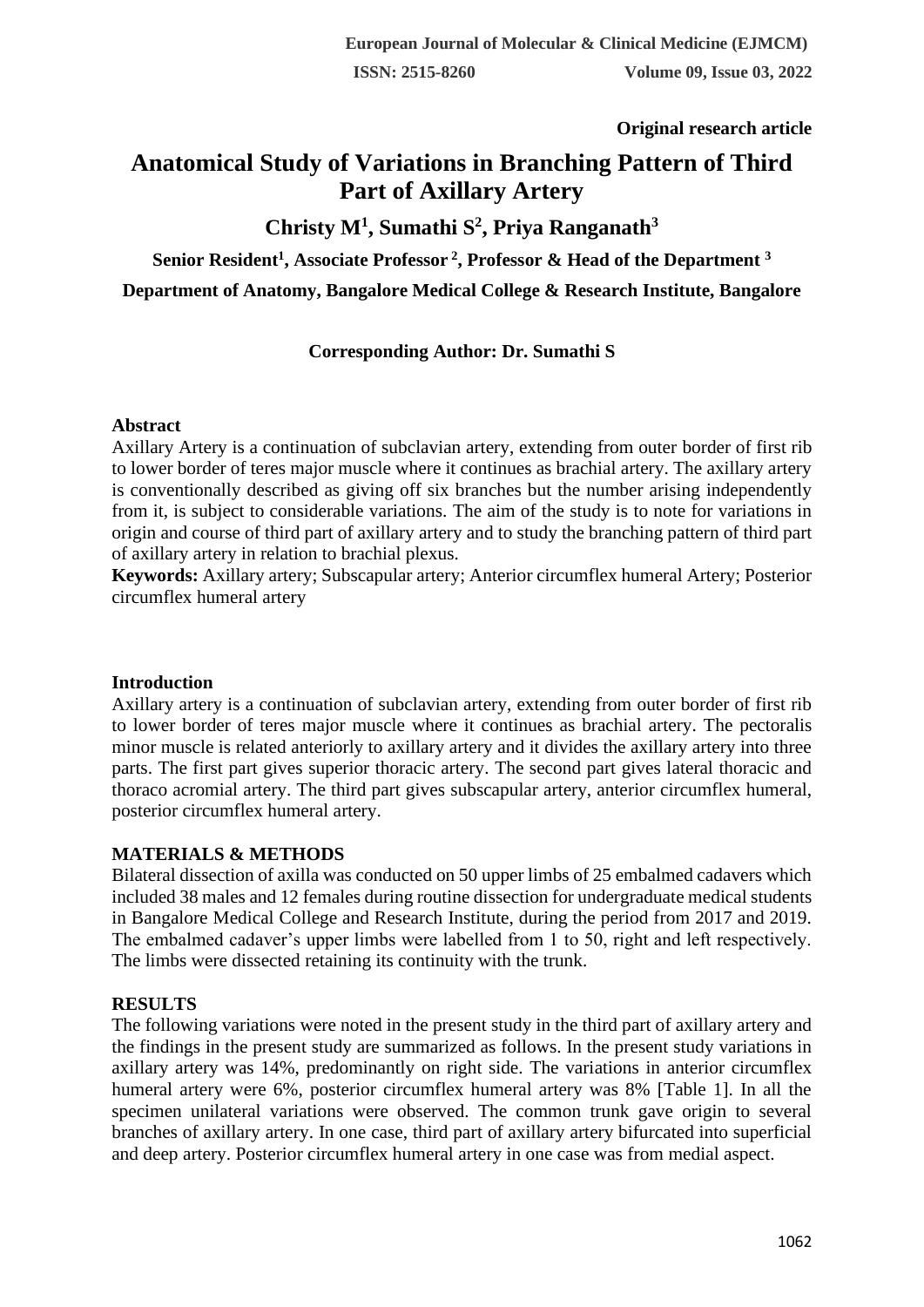Original research article

# Anatomical Study of Variations in Branching Pattern of Third Part of Axillary Artery

**Christy M[1], Sumathi S[2], Priya Ranganath[3]**

**Senior Resident[1], Associate Professor[2], Professor & Head of the Department[3]**

**Department of Anatomy, Bangalore Medical College & Research Institute, Bangalore**

**Corresponding Author: Dr. Sumathi S**

### Abstract

Axillary Artery is a continuation of subclavian artery, extending from outer border of first rib to lower border of teres major muscle where it continues as brachial artery. The axillary artery is conventionally described as giving off six branches but the number arising independently from it, is subject to considerable variations. The aim of the study is to note for variations in origin and course of third part of axillary artery and to study the branching pattern of third part of axillary artery in relation to brachial plexus.

**Keywords:** Axillary artery; Subscapular artery; Anterior circumflex humeral Artery; Posterior circumflex humeral artery

### Introduction

Axillary artery is a continuation of subclavian artery, extending from outer border of first rib to lower border of teres major muscle where it continues as brachial artery. The pectoralis minor muscle is related anteriorly to axillary artery and it divides the axillary artery into three parts. The first part gives superior thoracic artery. The second part gives lateral thoracic and thoraco acromial artery. The third part gives subscapular artery, anterior circumflex humeral, posterior circumflex humeral artery.

### MATERIALS & METHODS

Bilateral dissection of axilla was conducted on 50 upper limbs of 25 embalmed cadavers which included 38 males and 12 females during routine dissection for undergraduate medical students in Bangalore Medical College and Research Institute, during the period from 2017 and 2019. The embalmed cadaver's upper limbs were labelled from 1 to 50, right and left respectively. The limbs were dissected retaining its continuity with the trunk.

### RESULTS

The following variations were noted in the present study in the third part of axillary artery and the findings in the present study are summarized as follows. In the present study variations in axillary artery was 14%, predominantly on right side. The variations in anterior circumflex humeral artery were 6%, posterior circumflex humeral artery was 8% [Table 1]. In all the specimen unilateral variations were observed. The common trunk gave origin to several branches of axillary artery. In one case, third part of axillary artery bifurcated into superficial and deep artery. Posterior circumflex humeral artery in one case was from medial aspect.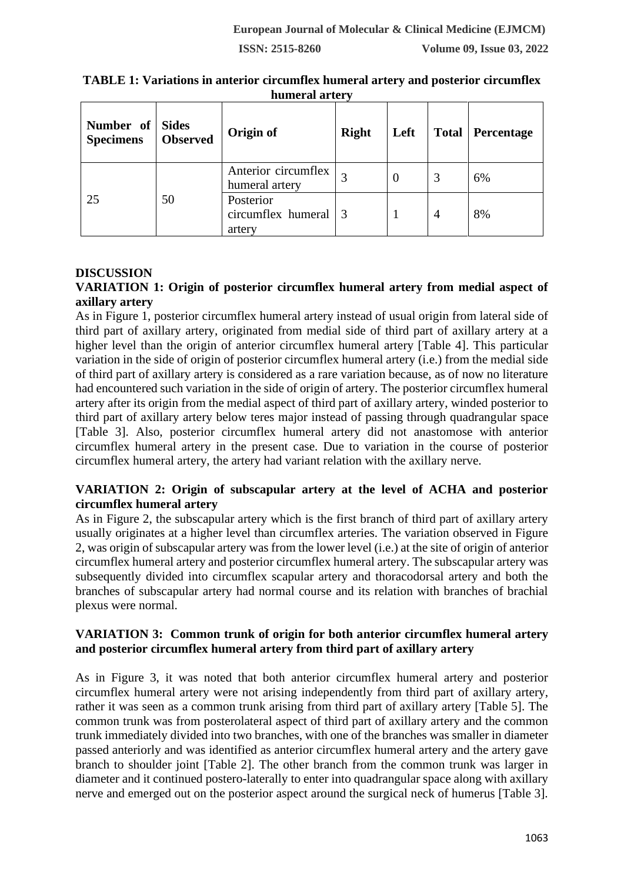**TABLE 1: Variations in anterior circumflex humeral artery and posterior circumflex humeral artery**

| Number of Specimens | Sides Observed | Origin of | Right | Left | Total | Percentage |
|---|---|---|---|---|---|---|
| 25 | 50 | Anterior circumflex humeral artery | 3 | 0 | 3 | 6% |
| | | Posterior circumflex humeral artery | 3 | 1 | 4 | 8% |

## DISCUSSION

### VARIATION 1: Origin of posterior circumflex humeral artery from medial aspect of axillary artery

As in Figure 1, posterior circumflex humeral artery instead of usual origin from lateral side of third part of axillary artery, originated from medial side of third part of axillary artery at a higher level than the origin of anterior circumflex humeral artery [Table 4]. This particular variation in the side of origin of posterior circumflex humeral artery (i.e.) from the medial side of third part of axillary artery is considered as a rare variation because, as of now no literature had encountered such variation in the side of origin of artery. The posterior circumflex humeral artery after its origin from the medial aspect of third part of axillary artery, winded posterior to third part of axillary artery below teres major instead of passing through quadrangular space [Table 3]. Also, posterior circumflex humeral artery did not anastomose with anterior circumflex humeral artery in the present case. Due to variation in the course of posterior circumflex humeral artery, the artery had variant relation with the axillary nerve.

### VARIATION 2: Origin of subscapular artery at the level of ACHA and posterior circumflex humeral artery

As in Figure 2, the subscapular artery which is the first branch of third part of axillary artery usually originates at a higher level than circumflex arteries. The variation observed in Figure 2, was origin of subscapular artery was from the lower level (i.e.) at the site of origin of anterior circumflex humeral artery and posterior circumflex humeral artery. The subscapular artery was subsequently divided into circumflex scapular artery and thoracodorsal artery and both the branches of subscapular artery had normal course and its relation with branches of brachial plexus were normal.

### VARIATION 3: Common trunk of origin for both anterior circumflex humeral artery and posterior circumflex humeral artery from third part of axillary artery

As in Figure 3, it was noted that both anterior circumflex humeral artery and posterior circumflex humeral artery were not arising independently from third part of axillary artery, rather it was seen as a common trunk arising from third part of axillary artery [Table 5]. The common trunk was from posterolateral aspect of third part of axillary artery and the common trunk immediately divided into two branches, with one of the branches was smaller in diameter passed anteriorly and was identified as anterior circumflex humeral artery and the artery gave branch to shoulder joint [Table 2]. The other branch from the common trunk was larger in diameter and it continued postero-laterally to enter into quadrangular space along with axillary nerve and emerged out on the posterior aspect around the surgical neck of humerus [Table 3].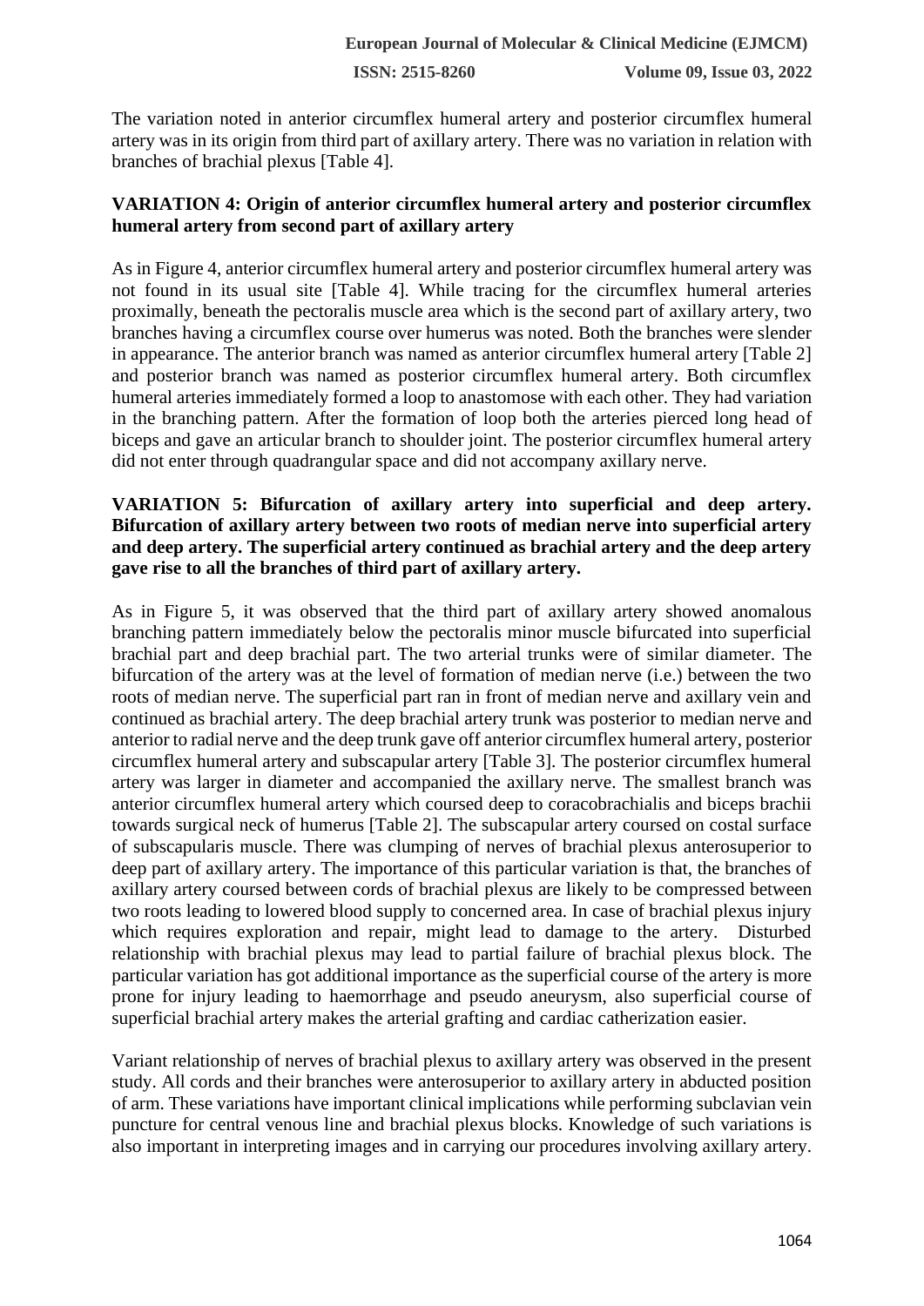The variation noted in anterior circumflex humeral artery and posterior circumflex humeral artery was in its origin from third part of axillary artery. There was no variation in relation with branches of brachial plexus [Table 4].

### VARIATION 4: Origin of anterior circumflex humeral artery and posterior circumflex humeral artery from second part of axillary artery

As in Figure 4, anterior circumflex humeral artery and posterior circumflex humeral artery was not found in its usual site [Table 4]. While tracing for the circumflex humeral arteries proximally, beneath the pectoralis muscle area which is the second part of axillary artery, two branches having a circumflex course over humerus was noted. Both the branches were slender in appearance. The anterior branch was named as anterior circumflex humeral artery [Table 2] and posterior branch was named as posterior circumflex humeral artery. Both circumflex humeral arteries immediately formed a loop to anastomose with each other. They had variation in the branching pattern. After the formation of loop both the arteries pierced long head of biceps and gave an articular branch to shoulder joint. The posterior circumflex humeral artery did not enter through quadrangular space and did not accompany axillary nerve.

### VARIATION 5: Bifurcation of axillary artery into superficial and deep artery. Bifurcation of axillary artery between two roots of median nerve into superficial artery and deep artery. The superficial artery continued as brachial artery and the deep artery gave rise to all the branches of third part of axillary artery.

As in Figure 5, it was observed that the third part of axillary artery showed anomalous branching pattern immediately below the pectoralis minor muscle bifurcated into superficial brachial part and deep brachial part. The two arterial trunks were of similar diameter. The bifurcation of the artery was at the level of formation of median nerve (i.e.) between the two roots of median nerve. The superficial part ran in front of median nerve and axillary vein and continued as brachial artery. The deep brachial artery trunk was posterior to median nerve and anterior to radial nerve and the deep trunk gave off anterior circumflex humeral artery, posterior circumflex humeral artery and subscapular artery [Table 3]. The posterior circumflex humeral artery was larger in diameter and accompanied the axillary nerve. The smallest branch was anterior circumflex humeral artery which coursed deep to coracobrachialis and biceps brachii towards surgical neck of humerus [Table 2]. The subscapular artery coursed on costal surface of subscapularis muscle. There was clumping of nerves of brachial plexus anterosuperior to deep part of axillary artery. The importance of this particular variation is that, the branches of axillary artery coursed between cords of brachial plexus are likely to be compressed between two roots leading to lowered blood supply to concerned area. In case of brachial plexus injury which requires exploration and repair, might lead to damage to the artery. Disturbed relationship with brachial plexus may lead to partial failure of brachial plexus block. The particular variation has got additional importance as the superficial course of the artery is more prone for injury leading to haemorrhage and pseudo aneurysm, also superficial course of superficial brachial artery makes the arterial grafting and cardiac catherization easier.

Variant relationship of nerves of brachial plexus to axillary artery was observed in the present study. All cords and their branches were anterosuperior to axillary artery in abducted position of arm. These variations have important clinical implications while performing subclavian vein puncture for central venous line and brachial plexus blocks. Knowledge of such variations is also important in interpreting images and in carrying our procedures involving axillary artery.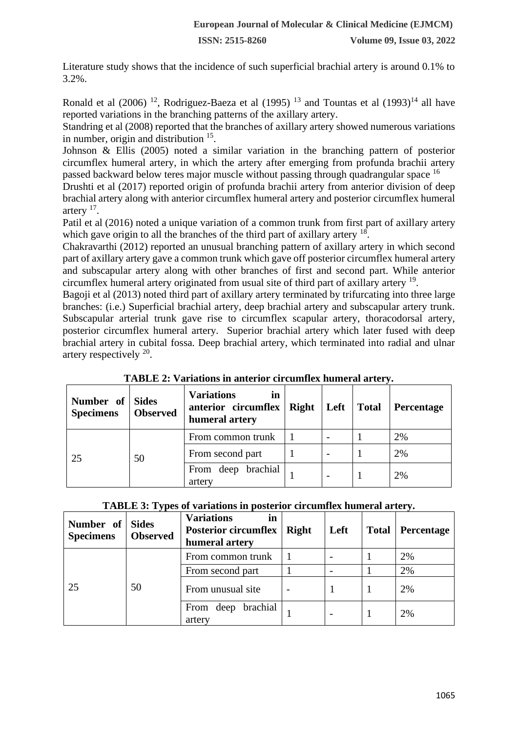Literature study shows that the incidence of such superficial brachial artery is around 0.1% to 3.2%.

Ronald et al (2006) [12], Rodriguez-Baeza et al (1995) [13] and Tountas et al (1993)[14] all have reported variations in the branching patterns of the axillary artery.

Standring et al (2008) reported that the branches of axillary artery showed numerous variations in number, origin and distribution [15].

Johnson & Ellis (2005) noted a similar variation in the branching pattern of posterior circumflex humeral artery, in which the artery after emerging from profunda brachii artery passed backward below teres major muscle without passing through quadrangular space [16]

Drushti et al (2017) reported origin of profunda brachii artery from anterior division of deep brachial artery along with anterior circumflex humeral artery and posterior circumflex humeral artery [17].

Patil et al (2016) noted a unique variation of a common trunk from first part of axillary artery which gave origin to all the branches of the third part of axillary artery [18].

Chakravarthi (2012) reported an unusual branching pattern of axillary artery in which second part of axillary artery gave a common trunk which gave off posterior circumflex humeral artery and subscapular artery along with other branches of first and second part. While anterior circumflex humeral artery originated from usual site of third part of axillary artery [19].

Bagoji et al (2013) noted third part of axillary artery terminated by trifurcating into three large branches: (i.e.) Superficial brachial artery, deep brachial artery and subscapular artery trunk. Subscapular arterial trunk gave rise to circumflex scapular artery, thoracodorsal artery, posterior circumflex humeral artery. Superior brachial artery which later fused with deep brachial artery in cubital fossa. Deep brachial artery, which terminated into radial and ulnar artery respectively [20].

**TABLE 2: Variations in anterior circumflex humeral artery.**

| Number of Specimens | Sides Observed | Variations in anterior circumflex humeral artery | Right | Left | Total | Percentage |
|---|---|---|---|---|---|---|
| 25 | 50 | From common trunk | 1 | - | 1 | 2% |
| | | From second part | 1 | - | 1 | 2% |
| | | From deep brachial artery | 1 | - | 1 | 2% |

**TABLE 3: Types of variations in posterior circumflex humeral artery.**

| Number of Specimens | Sides Observed | Variations in Posterior circumflex humeral artery | Right | Left | Total | Percentage |
|---|---|---|---|---|---|---|
| 25 | 50 | From common trunk | 1 | - | 1 | 2% |
| | | From second part | 1 | - | 1 | 2% |
| | | From unusual site | - | 1 | 1 | 2% |
| | | From deep brachial artery | 1 | - | 1 | 2% |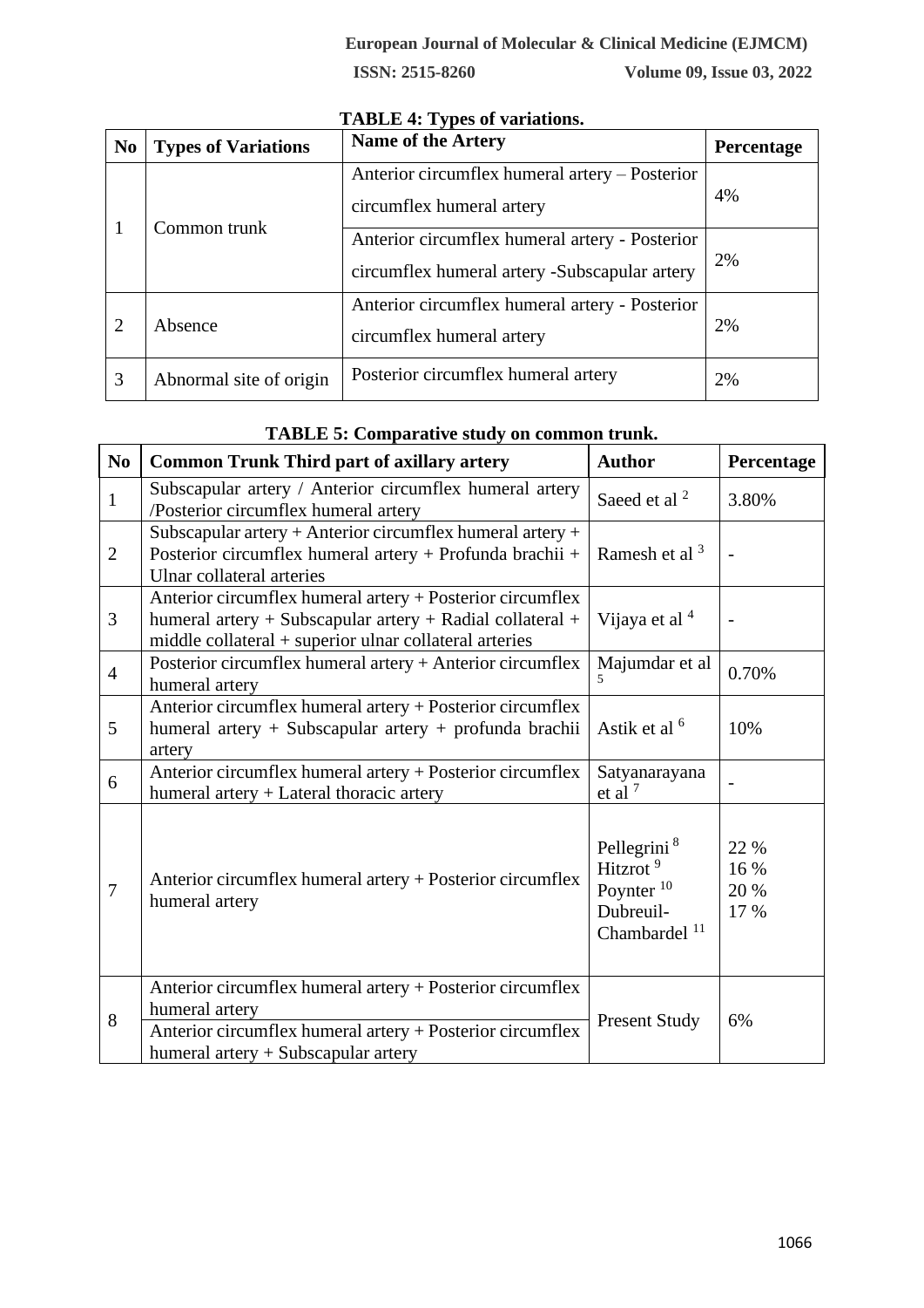**TABLE 4: Types of variations.**

| No | Types of Variations | Name of the Artery | Percentage |
|---|---|---|---|
| 1 | Common trunk | Anterior circumflex humeral artery – Posterior circumflex humeral artery | 4% |
| | | Anterior circumflex humeral artery - Posterior circumflex humeral artery -Subscapular artery | 2% |
| 2 | Absence | Anterior circumflex humeral artery - Posterior circumflex humeral artery | 2% |
| 3 | Abnormal site of origin | Posterior circumflex humeral artery | 2% |

**TABLE 5: Comparative study on common trunk.**

| No | Common Trunk Third part of axillary artery | Author | Percentage |
|---|---|---|---|
| 1 | Subscapular artery / Anterior circumflex humeral artery /Posterior circumflex humeral artery | Saeed et al [2] | 3.80% |
| 2 | Subscapular artery + Anterior circumflex humeral artery + Posterior circumflex humeral artery + Profunda brachii + Ulnar collateral arteries | Ramesh et al [3] | - |
| 3 | Anterior circumflex humeral artery + Posterior circumflex humeral artery + Subscapular artery + Radial collateral + middle collateral + superior ulnar collateral arteries | Vijaya et al [4] | - |
| 4 | Posterior circumflex humeral artery + Anterior circumflex humeral artery | Majumdar et al [5] | 0.70% |
| 5 | Anterior circumflex humeral artery + Posterior circumflex humeral artery + Subscapular artery + profunda brachii artery | Astik et al [6] | 10% |
| 6 | Anterior circumflex humeral artery + Posterior circumflex humeral artery + Lateral thoracic artery | Satyanarayana et al [7] | - |
| 7 | Anterior circumflex humeral artery + Posterior circumflex humeral artery | Pellegrini [8]<br>Hitzrot [9]<br>Poynter [10]<br>Dubreuil-Chambardel [11] | 22 %<br>16 %<br>20 %<br>17 % |
| 8 | Anterior circumflex humeral artery + Posterior circumflex humeral artery<br>Anterior circumflex humeral artery + Posterior circumflex humeral artery + Subscapular artery | Present Study | 6% |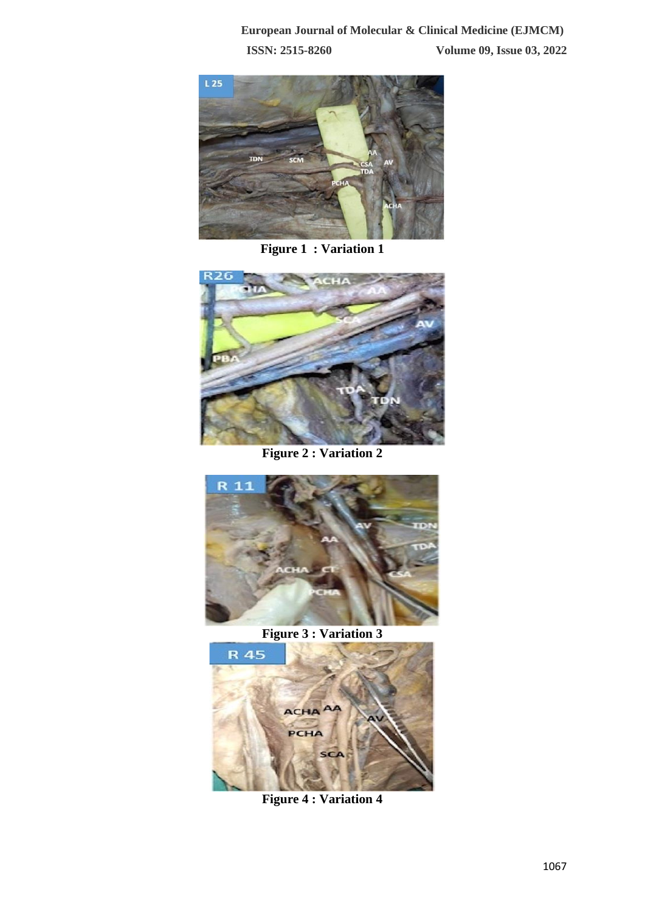Figure 1 : Variation 1

Figure 2 : Variation 2

Figure 3 : Variation 3

Figure 4 : Variation 4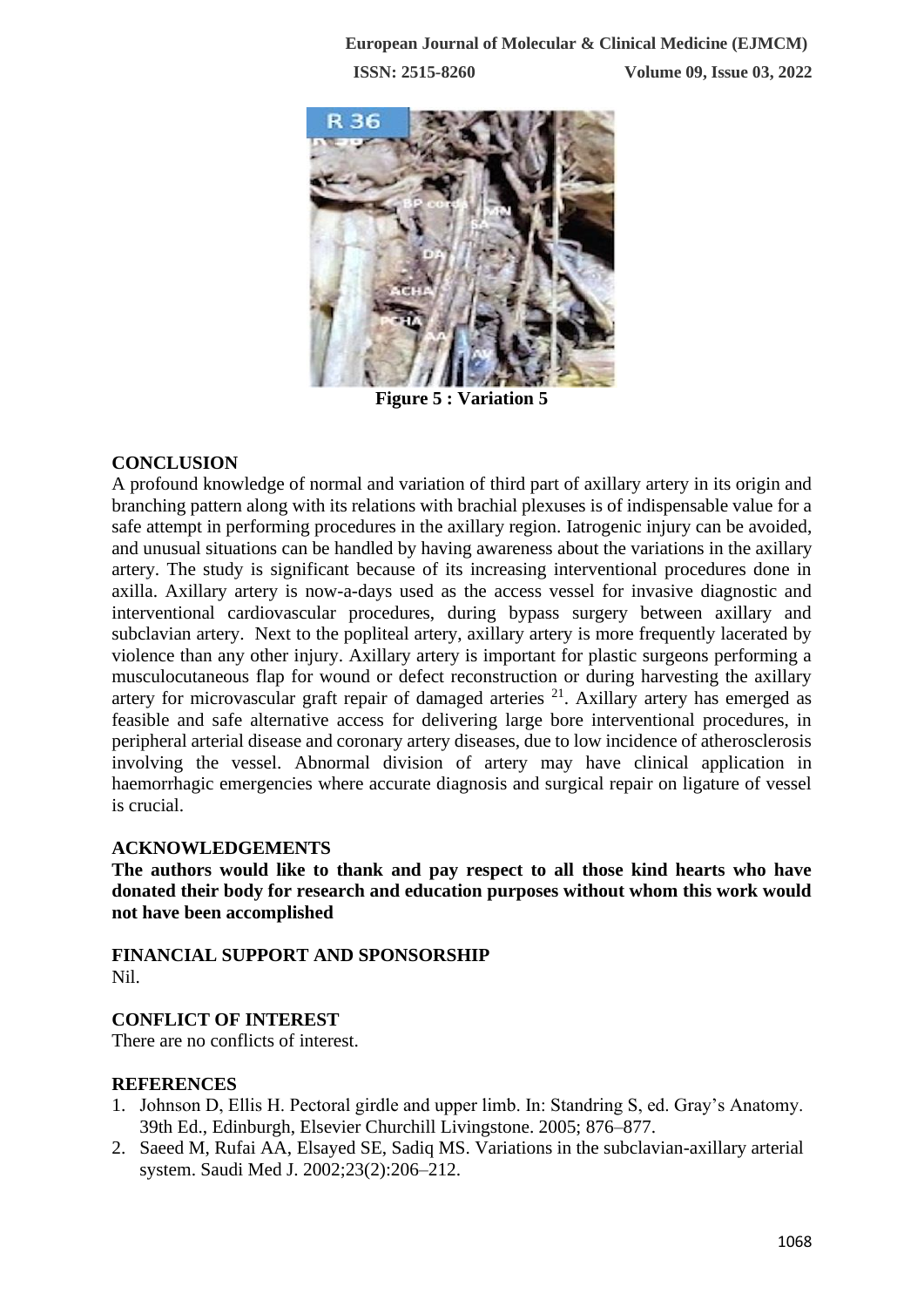Figure 5 : Variation 5

## CONCLUSION

A profound knowledge of normal and variation of third part of axillary artery in its origin and branching pattern along with its relations with brachial plexuses is of indispensable value for a safe attempt in performing procedures in the axillary region. Iatrogenic injury can be avoided, and unusual situations can be handled by having awareness about the variations in the axillary artery. The study is significant because of its increasing interventional procedures done in axilla. Axillary artery is now-a-days used as the access vessel for invasive diagnostic and interventional cardiovascular procedures, during bypass surgery between axillary and subclavian artery. Next to the popliteal artery, axillary artery is more frequently lacerated by violence than any other injury. Axillary artery is important for plastic surgeons performing a musculocutaneous flap for wound or defect reconstruction or during harvesting the axillary artery for microvascular graft repair of damaged arteries [21]. Axillary artery has emerged as feasible and safe alternative access for delivering large bore interventional procedures, in peripheral arterial disease and coronary artery diseases, due to low incidence of atherosclerosis involving the vessel. Abnormal division of artery may have clinical application in haemorrhagic emergencies where accurate diagnosis and surgical repair on ligature of vessel is crucial.

## ACKNOWLEDGEMENTS

**The authors would like to thank and pay respect to all those kind hearts who have donated their body for research and education purposes without whom this work would not have been accomplished**

## FINANCIAL SUPPORT AND SPONSORSHIP

Nil.

## CONFLICT OF INTEREST

There are no conflicts of interest.

## REFERENCES

1. Johnson D, Ellis H. Pectoral girdle and upper limb. In: Standring S, ed. Gray's Anatomy. 39th Ed., Edinburgh, Elsevier Churchill Livingstone. 2005; 876–877.
2. Saeed M, Rufai AA, Elsayed SE, Sadiq MS. Variations in the subclavian-axillary arterial system. Saudi Med J. 2002;23(2):206–212.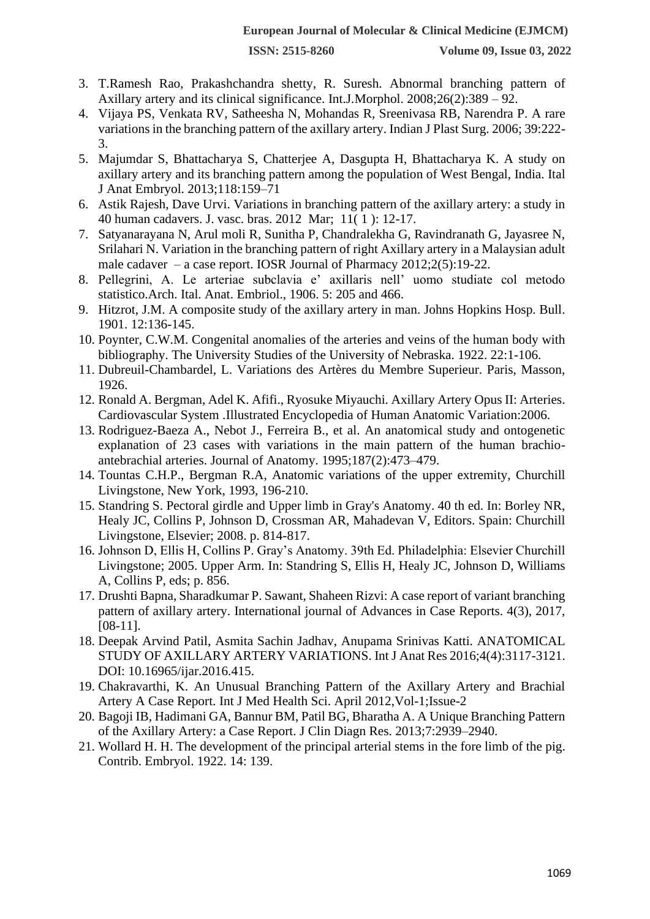3. T.Ramesh Rao, Prakashchandra shetty, R. Suresh. Abnormal branching pattern of Axillary artery and its clinical significance. Int.J.Morphol. 2008;26(2):389 – 92.
4. Vijaya PS, Venkata RV, Satheesha N, Mohandas R, Sreenivasa RB, Narendra P. A rare variations in the branching pattern of the axillary artery. Indian J Plast Surg. 2006; 39:222-3.
5. Majumdar S, Bhattacharya S, Chatterjee A, Dasgupta H, Bhattacharya K. A study on axillary artery and its branching pattern among the population of West Bengal, India. Ital J Anat Embryol. 2013;118:159–71
6. Astik Rajesh, Dave Urvi. Variations in branching pattern of the axillary artery: a study in 40 human cadavers. J. vasc. bras. 2012 Mar; 11( 1 ): 12-17.
7. Satyanarayana N, Arul moli R, Sunitha P, Chandralekha G, Ravindranath G, Jayasree N, Srilahari N. Variation in the branching pattern of right Axillary artery in a Malaysian adult male cadaver – a case report. IOSR Journal of Pharmacy 2012;2(5):19-22.
8. Pellegrini, A. Le arteriae subclavia e' axillaris nell' uomo studiate col metodo statistico.Arch. Ital. Anat. Embriol., 1906. 5: 205 and 466.
9. Hitzrot, J.M. A composite study of the axillary artery in man. Johns Hopkins Hosp. Bull. 1901. 12:136-145.
10. Poynter, C.W.M. Congenital anomalies of the arteries and veins of the human body with bibliography. The University Studies of the University of Nebraska. 1922. 22:1-106.
11. Dubreuil-Chambardel, L. Variations des Artères du Membre Superieur. Paris, Masson, 1926.
12. Ronald A. Bergman, Adel K. Afifi., Ryosuke Miyauchi. Axillary Artery Opus II: Arteries. Cardiovascular System .Illustrated Encyclopedia of Human Anatomic Variation:2006.
13. Rodriguez-Baeza A., Nebot J., Ferreira B., et al. An anatomical study and ontogenetic explanation of 23 cases with variations in the main pattern of the human brachio-antebrachial arteries. Journal of Anatomy. 1995;187(2):473–479.
14. Tountas C.H.P., Bergman R.A, Anatomic variations of the upper extremity, Churchill Livingstone, New York, 1993, 196-210.
15. Standring S. Pectoral girdle and Upper limb in Gray's Anatomy. 40 th ed. In: Borley NR, Healy JC, Collins P, Johnson D, Crossman AR, Mahadevan V, Editors. Spain: Churchill Livingstone, Elsevier; 2008. p. 814-817.
16. Johnson D, Ellis H, Collins P. Gray's Anatomy. 39th Ed. Philadelphia: Elsevier Churchill Livingstone; 2005. Upper Arm. In: Standring S, Ellis H, Healy JC, Johnson D, Williams A, Collins P, eds; p. 856.
17. Drushti Bapna, Sharadkumar P. Sawant, Shaheen Rizvi: A case report of variant branching pattern of axillary artery. International journal of Advances in Case Reports. 4(3), 2017, [08-11].
18. Deepak Arvind Patil, Asmita Sachin Jadhav, Anupama Srinivas Katti. ANATOMICAL STUDY OF AXILLARY ARTERY VARIATIONS. Int J Anat Res 2016;4(4):3117-3121. DOI: 10.16965/ijar.2016.415.
19. Chakravarthi, K. An Unusual Branching Pattern of the Axillary Artery and Brachial Artery A Case Report. Int J Med Health Sci. April 2012,Vol-1;Issue-2
20. Bagoji IB, Hadimani GA, Bannur BM, Patil BG, Bharatha A. A Unique Branching Pattern of the Axillary Artery: a Case Report. J Clin Diagn Res. 2013;7:2939–2940.
21. Wollard H. H. The development of the principal arterial stems in the fore limb of the pig. Contrib. Embryol. 1922. 14: 139.